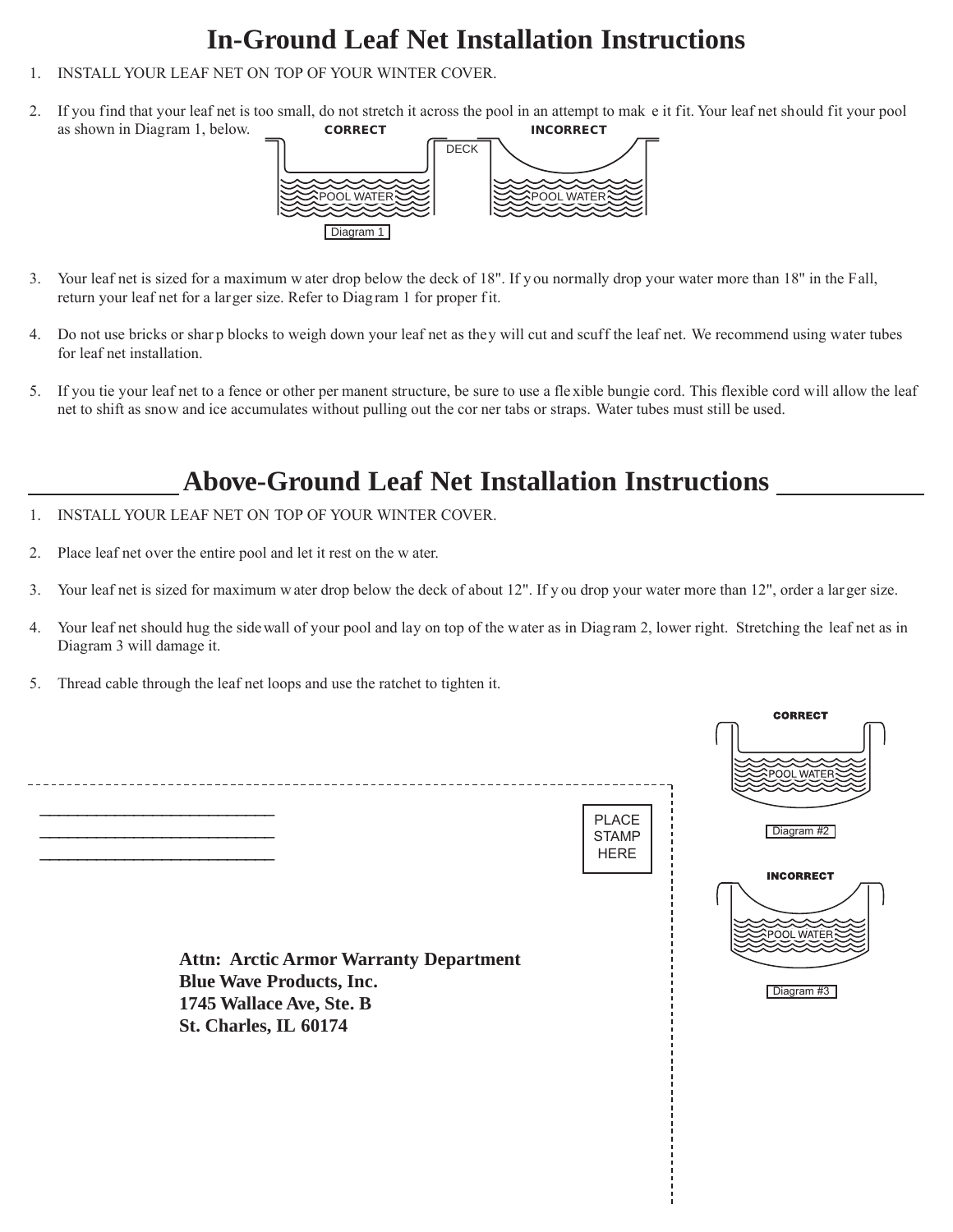# In-Ground Leaf Net Installation Instructions

1. INSTALL YOUR LEAF NET ON TOP OF YOUR WINTER COVER.

2. If you find that your leaf net is too small, do not stretch it across the pool in an attempt to make it fit. Your leaf net should fit your pool as shown in Diagram 1, below.

CORRECT DECK INCORRECT

POOL WATER POOL WATER

Diagram 1

3. Your leaf net is sized for a maximum water drop below the deck of 18". If you normally drop your water more than 18" in the Fall, return your leaf net for a larger size. Refer to Diagram 1 for proper fit.

4. Do not use bricks or sharp blocks to weigh down your leaf net as they will cut and scuff the leaf net. We recommend using water tubes for leaf net installation.

5. If you tie your leaf net to a fence or other permanent structure, be sure to use a flexible bungie cord. This flexible cord will allow the leaf net to shift as snow and ice accumulates without pulling out the corner tabs or straps. Water tubes must still be used.

# Above-Ground Leaf Net Installation Instructions

1. INSTALL YOUR LEAF NET ON TOP OF YOUR WINTER COVER.

2. Place leaf net over the entire pool and let it rest on the water.

3. Your leaf net is sized for maximum water drop below the deck of about 12". If you drop your water more than 12", order a larger size.

4. Your leaf net should hug the sidewall of your pool and lay on top of the water as in Diagram 2, lower right. Stretching the leaf net as in Diagram 3 will damage it.

5. Thread cable through the leaf net loops and use the ratchet to tighten it.

CORRECT

POOL WATER

Diagram #2

INCORRECT

POOL WATER

Diagram #3

___________________________

___________________________

___________________________

PLACE STAMP HERE

**Attn: Arctic Armor Warranty Department**
**Blue Wave Products, Inc.**
**1745 Wallace Ave, Ste. B**
**St. Charles, IL 60174**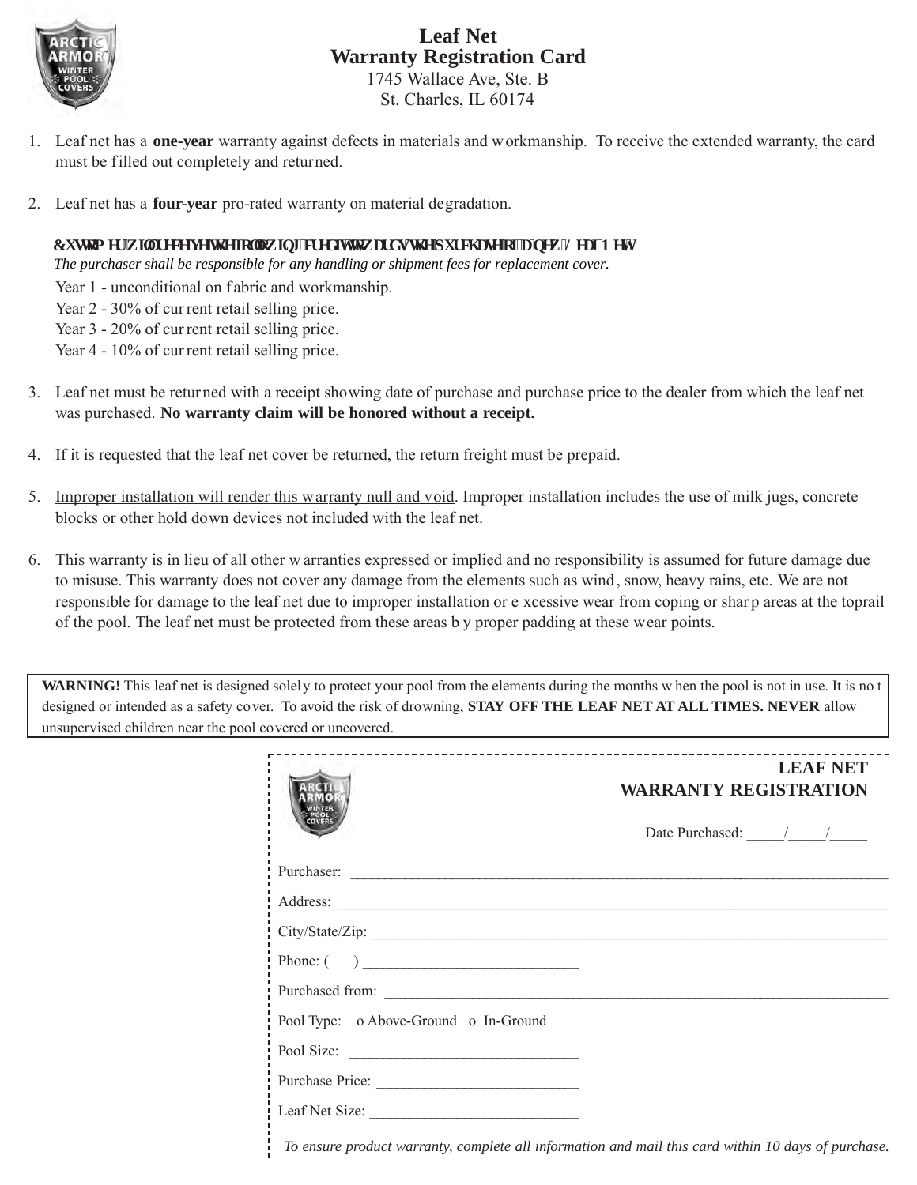# Leaf Net
## Warranty Registration Card

1745 Wallace Ave, Ste. B
St. Charles, IL 60174

1. Leaf net has a **one-year** warranty against defects in materials and workmanship. To receive the extended warranty, the card must be filled out completely and returned.

2. Leaf net has a **four-year** pro-rated warranty on material degradation.

   **&XWWRP HUZ LOOUHFHLYHWKHIROORZ LQJ FUHGLWVWRZ DUGVWKHSXUFKDVHRID QHZ /HDI1 HW**

   *The purchaser shall be responsible for any handling or shipment fees for replacement cover.*

   Year 1 - unconditional on fabric and workmanship.
   Year 2 - 30% of current retail selling price.
   Year 3 - 20% of current retail selling price.
   Year 4 - 10% of current retail selling price.

3. Leaf net must be returned with a receipt showing date of purchase and purchase price to the dealer from which the leaf net was purchased. **No warranty claim will be honored without a receipt.**

4. If it is requested that the leaf net cover be returned, the return freight must be prepaid.

5. <u>Improper installation will render this warranty null and void</u>. Improper installation includes the use of milk jugs, concrete blocks or other hold down devices not included with the leaf net.

6. This warranty is in lieu of all other warranties expressed or implied and no responsibility is assumed for future damage due to misuse. This warranty does not cover any damage from the elements such as wind, snow, heavy rains, etc. We are not responsible for damage to the leaf net due to improper installation or excessive wear from coping or sharp areas at the toprail of the pool. The leaf net must be protected from these areas by proper padding at these wear points.

**WARNING!** This leaf net is designed solely to protect your pool from the elements during the months when the pool is not in use. It is not designed or intended as a safety cover. To avoid the risk of drowning, **STAY OFF THE LEAF NET AT ALL TIMES. NEVER** allow unsupervised children near the pool covered or uncovered.

---

**LEAF NET**
**WARRANTY REGISTRATION**

Date Purchased: _____/_____/_____

Purchaser: ______________________________________________

Address: ______________________________________________

City/State/Zip: ______________________________________________

Phone: (      ) _____________________________

Purchased from: ______________________________________________

Pool Type: o Above-Ground o In-Ground

Pool Size: _______________________________

Purchase Price: ___________________________

Leaf Net Size: ____________________________

*To ensure product warranty, complete all information and mail this card within 10 days of purchase.*